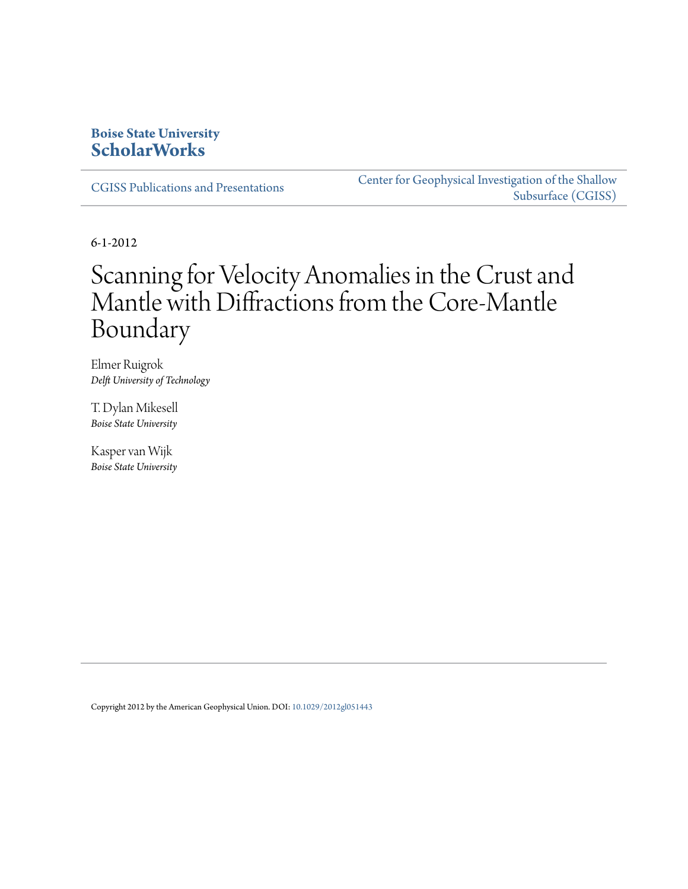**Boise State University**
**ScholarWorks**

CGISS Publications and Presentations

Center for Geophysical Investigation of the Shallow Subsurface (CGISS)

6-1-2012

# Scanning for Velocity Anomalies in the Crust and Mantle with Diffractions from the Core-Mantle Boundary

Elmer Ruigrok
*Delft University of Technology*

T. Dylan Mikesell
*Boise State University*

Kasper van Wijk
*Boise State University*

Copyright 2012 by the American Geophysical Union. DOI: 10.1029/2012gl051443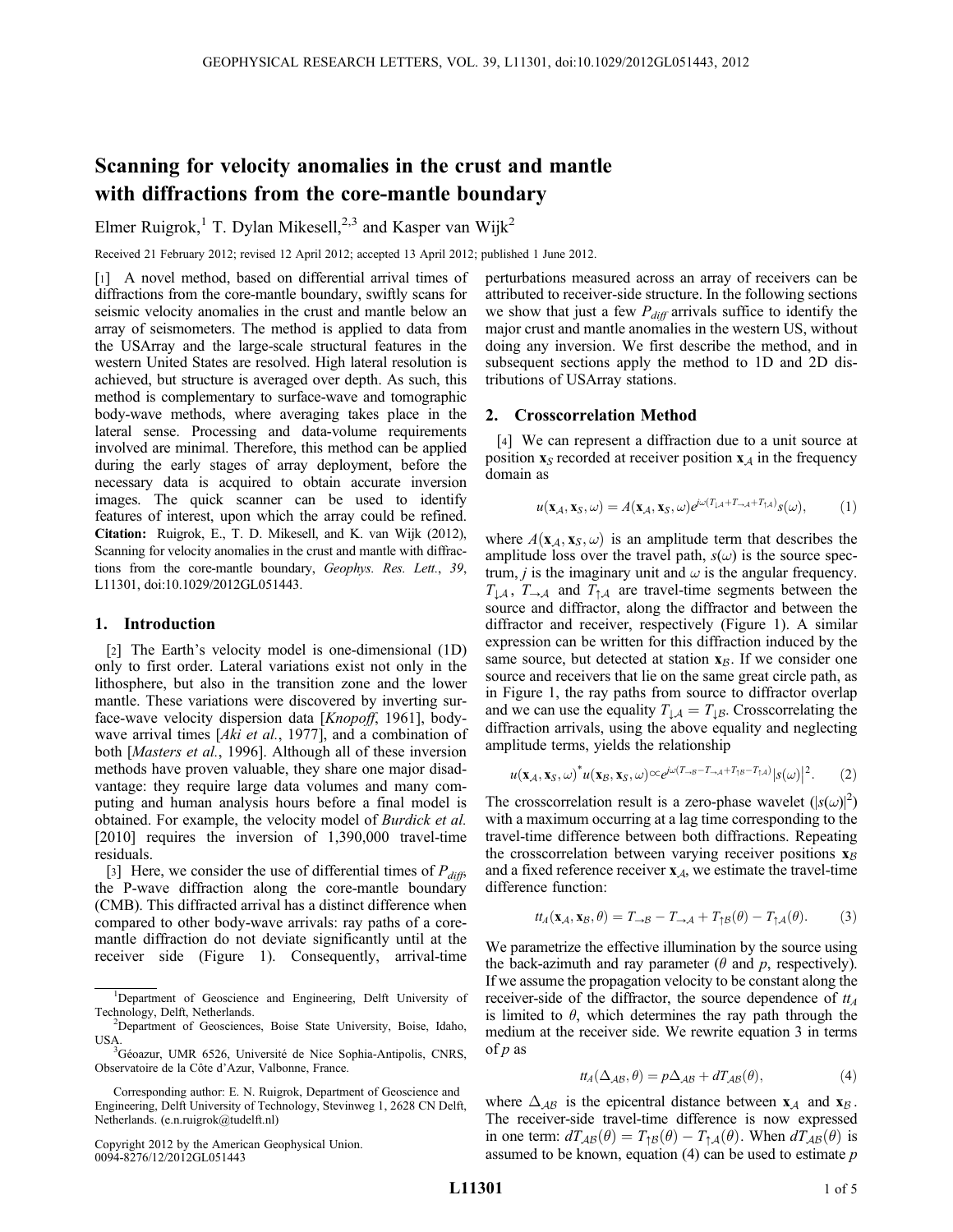# Scanning for velocity anomalies in the crust and mantle with diffractions from the core-mantle boundary

Elmer Ruigrok,[1] T. Dylan Mikesell,[2,3] and Kasper van Wijk[2]

Received 21 February 2012; revised 12 April 2012; accepted 13 April 2012; published 1 June 2012.

[1] A novel method, based on differential arrival times of diffractions from the core-mantle boundary, swiftly scans for seismic velocity anomalies in the crust and mantle below an array of seismometers. The method is applied to data from the USArray and the large-scale structural features in the western United States are resolved. High lateral resolution is achieved, but structure is averaged over depth. As such, this method is complementary to surface-wave and tomographic body-wave methods, where averaging takes place in the lateral sense. Processing and data-volume requirements involved are minimal. Therefore, this method can be applied during the early stages of array deployment, before the necessary data is acquired to obtain accurate inversion images. The quick scanner can be used to identify features of interest, upon which the array could be refined. **Citation:** Ruigrok, E., T. D. Mikesell, and K. van Wijk (2012), Scanning for velocity anomalies in the crust and mantle with diffractions from the core-mantle boundary, *Geophys. Res. Lett.*, *39*, L11301, doi:10.1029/2012GL051443.

## 1. Introduction

[2] The Earth's velocity model is one-dimensional (1D) only to first order. Lateral variations exist not only in the lithosphere, but also in the transition zone and the lower mantle. These variations were discovered by inverting surface-wave velocity dispersion data [*Knopoff*, 1961], body-wave arrival times [*Aki et al.*, 1977], and a combination of both [*Masters et al.*, 1996]. Although all of these inversion methods have proven valuable, they share one major disadvantage: they require large data volumes and many computing and human analysis hours before a final model is obtained. For example, the velocity model of *Burdick et al.* [2010] requires the inversion of 1,390,000 travel-time residuals.

[3] Here, we consider the use of differential times of $P_{diff}$, the P-wave diffraction along the core-mantle boundary (CMB). This diffracted arrival has a distinct difference when compared to other body-wave arrivals: ray paths of a core-mantle diffraction do not deviate significantly until at the receiver side (Figure 1). Consequently, arrival-time perturbations measured across an array of receivers can be attributed to receiver-side structure. In the following sections we show that just a few $P_{diff}$ arrivals suffice to identify the major crust and mantle anomalies in the western US, without doing any inversion. We first describe the method, and in subsequent sections apply the method to 1D and 2D distributions of USArray stations.

## 2. Crosscorrelation Method

[4] We can represent a diffraction due to a unit source at position $\mathbf{x}_S$ recorded at receiver position $\mathbf{x}_{\mathcal{A}}$ in the frequency domain as

$$u(\mathbf{x}_{\mathcal{A}}, \mathbf{x}_S, \omega) = A(\mathbf{x}_{\mathcal{A}}, \mathbf{x}_S, \omega)e^{j\omega(T_{\downarrow\mathcal{A}}+T_{\rightarrow\mathcal{A}}+T_{\uparrow\mathcal{A}})}s(\omega), \tag{1}$$

where $A(\mathbf{x}_{\mathcal{A}}, \mathbf{x}_S, \omega)$ is an amplitude term that describes the amplitude loss over the travel path, $s(\omega)$ is the source spectrum, $j$ is the imaginary unit and $\omega$ is the angular frequency. $T_{\downarrow\mathcal{A}}$, $T_{\rightarrow\mathcal{A}}$ and $T_{\uparrow\mathcal{A}}$ are travel-time segments between the source and diffractor, along the diffractor and between the diffractor and receiver, respectively (Figure 1). A similar expression can be written for this diffraction induced by the same source, but detected at station $\mathbf{x}_{\mathcal{B}}$. If we consider one source and receivers that lie on the same great circle path, as in Figure 1, the ray paths from source to diffractor overlap and we can use the equality $T_{\downarrow\mathcal{A}} = T_{\downarrow\mathcal{B}}$. Crosscorrelating the diffraction arrivals, using the above equality and neglecting amplitude terms, yields the relationship

$$u(\mathbf{x}_{\mathcal{A}}, \mathbf{x}_S, \omega)^* u(\mathbf{x}_{\mathcal{B}}, \mathbf{x}_S, \omega) \propto e^{j\omega(T_{\rightarrow\mathcal{B}}-T_{\rightarrow\mathcal{A}}+T_{\uparrow\mathcal{B}}-T_{\uparrow\mathcal{A}})}|s(\omega)|^2. \tag{2}$$

The crosscorrelation result is a zero-phase wavelet ($|s(\omega)|^2$) with a maximum occurring at a lag time corresponding to the travel-time difference between both diffractions. Repeating the crosscorrelation between varying receiver positions $\mathbf{x}_{\mathcal{B}}$ and a fixed reference receiver $\mathbf{x}_{\mathcal{A}}$, we estimate the travel-time difference function:

$$tt_A(\mathbf{x}_{\mathcal{A}}, \mathbf{x}_{\mathcal{B}}, \theta) = T_{\rightarrow\mathcal{B}} - T_{\rightarrow\mathcal{A}} + T_{\uparrow\mathcal{B}}(\theta) - T_{\uparrow\mathcal{A}}(\theta). \tag{3}$$

We parametrize the effective illumination by the source using the back-azimuth and ray parameter ($\theta$ and $p$, respectively). If we assume the propagation velocity to be constant along the receiver-side of the diffractor, the source dependence of $tt_A$ is limited to $\theta$, which determines the ray path through the medium at the receiver side. We rewrite equation 3 in terms of $p$ as

$$tt_A(\Delta_{\mathcal{AB}}, \theta) = p\Delta_{\mathcal{AB}} + dT_{\mathcal{AB}}(\theta), \tag{4}$$

where $\Delta_{\mathcal{AB}}$ is the epicentral distance between $\mathbf{x}_{\mathcal{A}}$ and $\mathbf{x}_{\mathcal{B}}$. The receiver-side travel-time difference is now expressed in one term: $dT_{\mathcal{AB}}(\theta) = T_{\uparrow\mathcal{B}}(\theta) - T_{\uparrow\mathcal{A}}(\theta)$. When $dT_{\mathcal{AB}}(\theta)$ is assumed to be known, equation (4) can be used to estimate $p$

---

[1] Department of Geoscience and Engineering, Delft University of Technology, Delft, Netherlands.
[2] Department of Geosciences, Boise State University, Boise, Idaho, USA.
[3] Géoazur, UMR 6526, Université de Nice Sophia-Antipolis, CNRS, Observatoire de la Côte d'Azur, Valbonne, France.

Corresponding author: E. N. Ruigrok, Department of Geoscience and Engineering, Delft University of Technology, Stevinweg 1, 2628 CN Delft, Netherlands. (e.n.ruigrok@tudelft.nl)

Copyright 2012 by the American Geophysical Union.
0094-8276/12/2012GL051443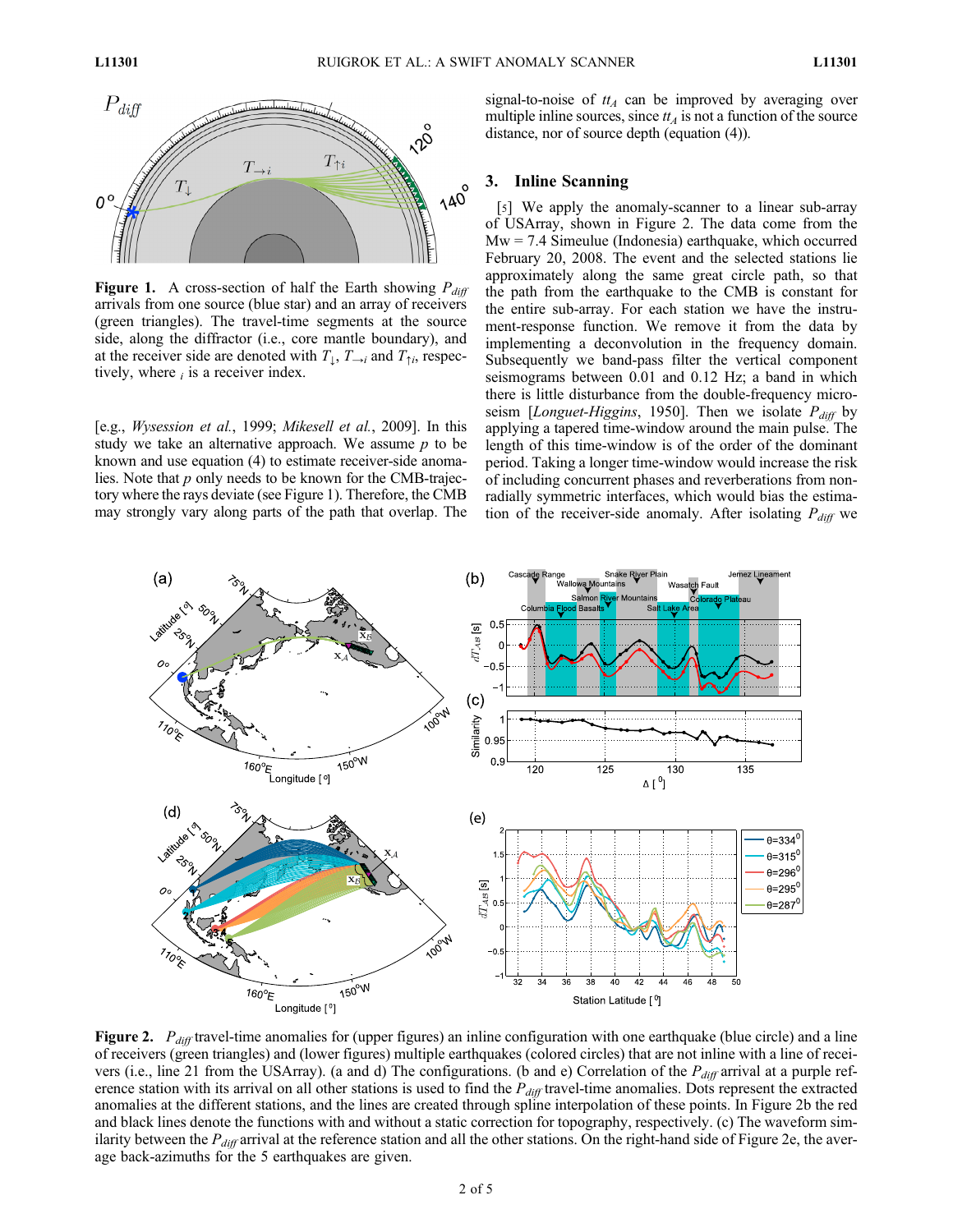**Figure 1.** A cross-section of half the Earth showing $P_{diff}$ arrivals from one source (blue star) and an array of receivers (green triangles). The travel-time segments at the source side, along the diffractor (i.e., core mantle boundary), and at the receiver side are denoted with $T_{\downarrow}$, $T_{\rightarrow i}$ and $T_{\uparrow i}$, respectively, where $_i$ is a receiver index.

[e.g., *Wysession et al.*, 1999; *Mikesell et al.*, 2009]. In this study we take an alternative approach. We assume $p$ to be known and use equation (4) to estimate receiver-side anomalies. Note that $p$ only needs to be known for the CMB-trajectory where the rays deviate (see Figure 1). Therefore, the CMB may strongly vary along parts of the path that overlap. The signal-to-noise of $tt_A$ can be improved by averaging over multiple inline sources, since $tt_A$ is not a function of the source distance, nor of source depth (equation (4)).

## 3. Inline Scanning

[5] We apply the anomaly-scanner to a linear sub-array of USArray, shown in Figure 2. The data come from the Mw = 7.4 Simeulue (Indonesia) earthquake, which occurred February 20, 2008. The event and the selected stations lie approximately along the same great circle path, so that the path from the earthquake to the CMB is constant for the entire sub-array. For each station we have the instrument-response function. We remove it from the data by implementing a deconvolution in the frequency domain. Subsequently we band-pass filter the vertical component seismograms between 0.01 and 0.12 Hz; a band in which there is little disturbance from the double-frequency microseism [*Longuet-Higgins*, 1950]. Then we isolate $P_{diff}$ by applying a tapered time-window around the main pulse. The length of this time-window is of the order of the dominant period. Taking a longer time-window would increase the risk of including concurrent phases and reverberations from non-radially symmetric interfaces, which would bias the estimation of the receiver-side anomaly. After isolating $P_{diff}$ we

**Figure 2.** $P_{diff}$ travel-time anomalies for (upper figures) an inline configuration with one earthquake (blue circle) and a line of receivers (green triangles) and (lower figures) multiple earthquakes (colored circles) that are not inline with a line of receivers (i.e., line 21 from the USArray). (a and d) The configurations. (b and e) Correlation of the $P_{diff}$ arrival at a purple reference station with its arrival on all other stations is used to find the $P_{diff}$ travel-time anomalies. Dots represent the extracted anomalies at the different stations, and the lines are created through spline interpolation of these points. In Figure 2b the red and black lines denote the functions with and without a static correction for topography, respectively. (c) The waveform similarity between the $P_{diff}$ arrival at the reference station and all the other stations. On the right-hand side of Figure 2e, the average back-azimuths for the 5 earthquakes are given.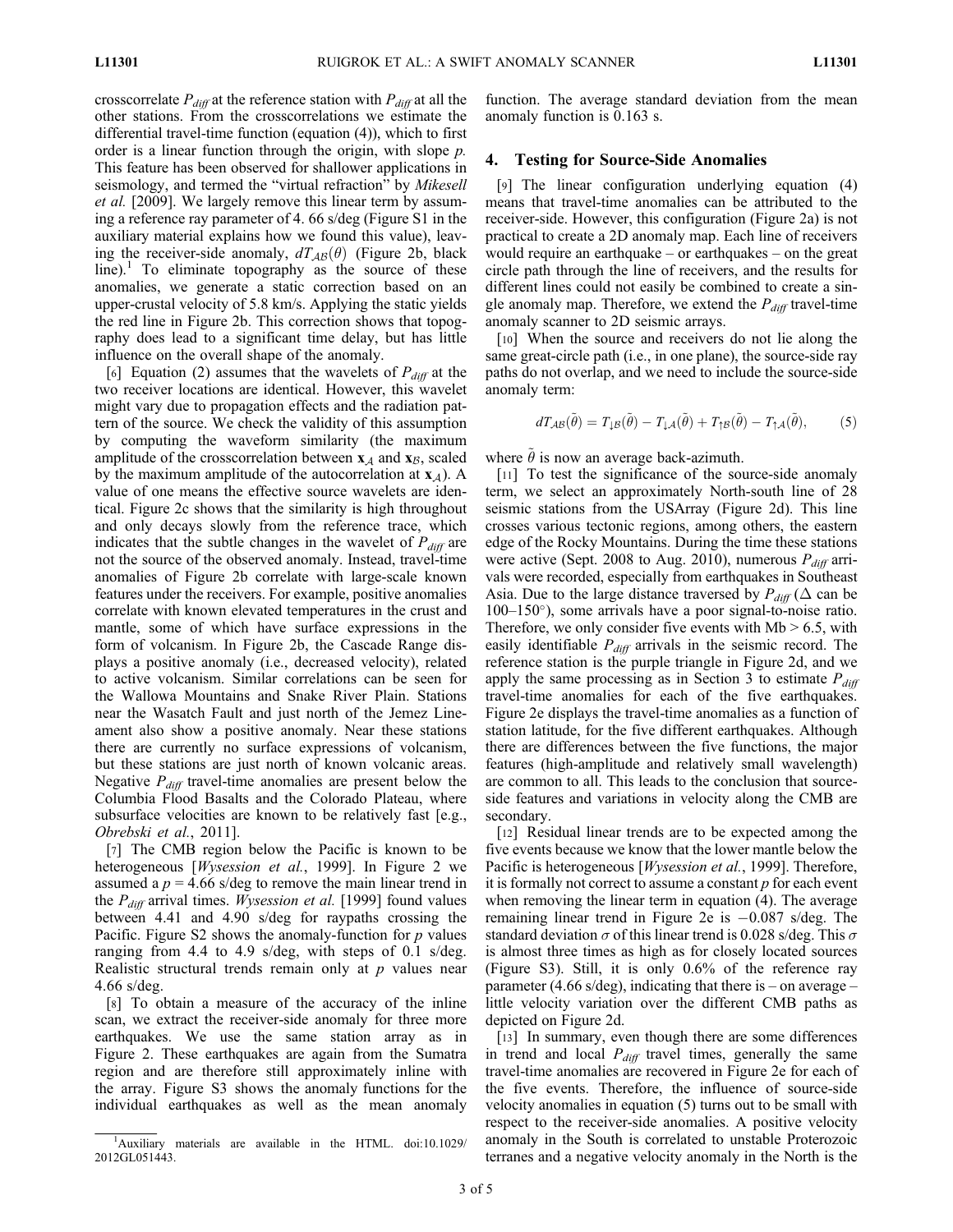crosscorrelate $P_{diff}$ at the reference station with $P_{diff}$ at all the other stations. From the crosscorrelations we estimate the differential travel-time function (equation (4)), which to first order is a linear function through the origin, with slope $p$. This feature has been observed for shallower applications in seismology, and termed the "virtual refraction" by *Mikesell et al.* [2009]. We largely remove this linear term by assuming a reference ray parameter of 4. 66 s/deg (Figure S1 in the auxiliary material explains how we found this value), leaving the receiver-side anomaly, $dT_{\mathcal{AB}}(\theta)$ (Figure 2b, black line).[1] To eliminate topography as the source of these anomalies, we generate a static correction based on an upper-crustal velocity of 5.8 km/s. Applying the static yields the red line in Figure 2b. This correction shows that topography does lead to a significant time delay, but has little influence on the overall shape of the anomaly.

[6] Equation (2) assumes that the wavelets of $P_{diff}$ at the two receiver locations are identical. However, this wavelet might vary due to propagation effects and the radiation pattern of the source. We check the validity of this assumption by computing the waveform similarity (the maximum amplitude of the crosscorrelation between $\mathbf{x}_{\mathcal{A}}$ and $\mathbf{x}_{\mathcal{B}}$, scaled by the maximum amplitude of the autocorrelation at $\mathbf{x}_{\mathcal{A}}$). A value of one means the effective source wavelets are identical. Figure 2c shows that the similarity is high throughout and only decays slowly from the reference trace, which indicates that the subtle changes in the wavelet of $P_{diff}$ are not the source of the observed anomaly. Instead, travel-time anomalies of Figure 2b correlate with large-scale known features under the receivers. For example, positive anomalies correlate with known elevated temperatures in the crust and mantle, some of which have surface expressions in the form of volcanism. In Figure 2b, the Cascade Range displays a positive anomaly (i.e., decreased velocity), related to active volcanism. Similar correlations can be seen for the Wallowa Mountains and Snake River Plain. Stations near the Wasatch Fault and just north of the Jemez Lineament also show a positive anomaly. Near these stations there are currently no surface expressions of volcanism, but these stations are just north of known volcanic areas. Negative $P_{diff}$ travel-time anomalies are present below the Columbia Flood Basalts and the Colorado Plateau, where subsurface velocities are known to be relatively fast [e.g., *Obrebski et al.*, 2011].

[7] The CMB region below the Pacific is known to be heterogeneous [*Wysession et al.*, 1999]. In Figure 2 we assumed a $p = 4.66$ s/deg to remove the main linear trend in the $P_{diff}$ arrival times. *Wysession et al.* [1999] found values between 4.41 and 4.90 s/deg for raypaths crossing the Pacific. Figure S2 shows the anomaly-function for $p$ values ranging from 4.4 to 4.9 s/deg, with steps of 0.1 s/deg. Realistic structural trends remain only at $p$ values near 4.66 s/deg.

[8] To obtain a measure of the accuracy of the inline scan, we extract the receiver-side anomaly for three more earthquakes. We use the same station array as in Figure 2. These earthquakes are again from the Sumatra region and are therefore still approximately inline with the array. Figure S3 shows the anomaly functions for the individual earthquakes as well as the mean anomaly function. The average standard deviation from the mean anomaly function is 0.163 s.

## 4. Testing for Source-Side Anomalies

[9] The linear configuration underlying equation (4) means that travel-time anomalies can be attributed to the receiver-side. However, this configuration (Figure 2a) is not practical to create a 2D anomaly map. Each line of receivers would require an earthquake – or earthquakes – on the great circle path through the line of receivers, and the results for different lines could not easily be combined to create a single anomaly map. Therefore, we extend the $P_{diff}$ travel-time anomaly scanner to 2D seismic arrays.

[10] When the source and receivers do not lie along the same great-circle path (i.e., in one plane), the source-side ray paths do not overlap, and we need to include the source-side anomaly term:

$$dT_{\mathcal{AB}}(\tilde{\theta}) = T_{\downarrow\mathcal{B}}(\tilde{\theta}) - T_{\downarrow\mathcal{A}}(\tilde{\theta}) + T_{\uparrow\mathcal{B}}(\tilde{\theta}) - T_{\uparrow\mathcal{A}}(\tilde{\theta}), \qquad (5)$$

where $\tilde{\theta}$ is now an average back-azimuth.

[11] To test the significance of the source-side anomaly term, we select an approximately North-south line of 28 seismic stations from the USArray (Figure 2d). This line crosses various tectonic regions, among others, the eastern edge of the Rocky Mountains. During the time these stations were active (Sept. 2008 to Aug. 2010), numerous $P_{diff}$ arrivals were recorded, especially from earthquakes in Southeast Asia. Due to the large distance traversed by $P_{diff}$ ($\Delta$ can be 100–150°), some arrivals have a poor signal-to-noise ratio. Therefore, we only consider five events with Mb > 6.5, with easily identifiable $P_{diff}$ arrivals in the seismic record. The reference station is the purple triangle in Figure 2d, and we apply the same processing as in Section 3 to estimate $P_{diff}$ travel-time anomalies for each of the five earthquakes. Figure 2e displays the travel-time anomalies as a function of station latitude, for the five different earthquakes. Although there are differences between the five functions, the major features (high-amplitude and relatively small wavelength) are common to all. This leads to the conclusion that source-side features and variations in velocity along the CMB are secondary.

[12] Residual linear trends are to be expected among the five events because we know that the lower mantle below the Pacific is heterogeneous [*Wysession et al.*, 1999]. Therefore, it is formally not correct to assume a constant $p$ for each event when removing the linear term in equation (4). The average remaining linear trend in Figure 2e is −0.087 s/deg. The standard deviation $\sigma$ of this linear trend is 0.028 s/deg. This $\sigma$ is almost three times as high as for closely located sources (Figure S3). Still, it is only 0.6% of the reference ray parameter (4.66 s/deg), indicating that there is – on average – little velocity variation over the different CMB paths as depicted on Figure 2d.

[13] In summary, even though there are some differences in trend and local $P_{diff}$ travel times, generally the same travel-time anomalies are recovered in Figure 2e for each of the five events. Therefore, the influence of source-side velocity anomalies in equation (5) turns out to be small with respect to the receiver-side anomalies. A positive velocity anomaly in the South is correlated to unstable Proterozoic terranes and a negative velocity anomaly in the North is the

[1] Auxiliary materials are available in the HTML. doi:10.1029/2012GL051443.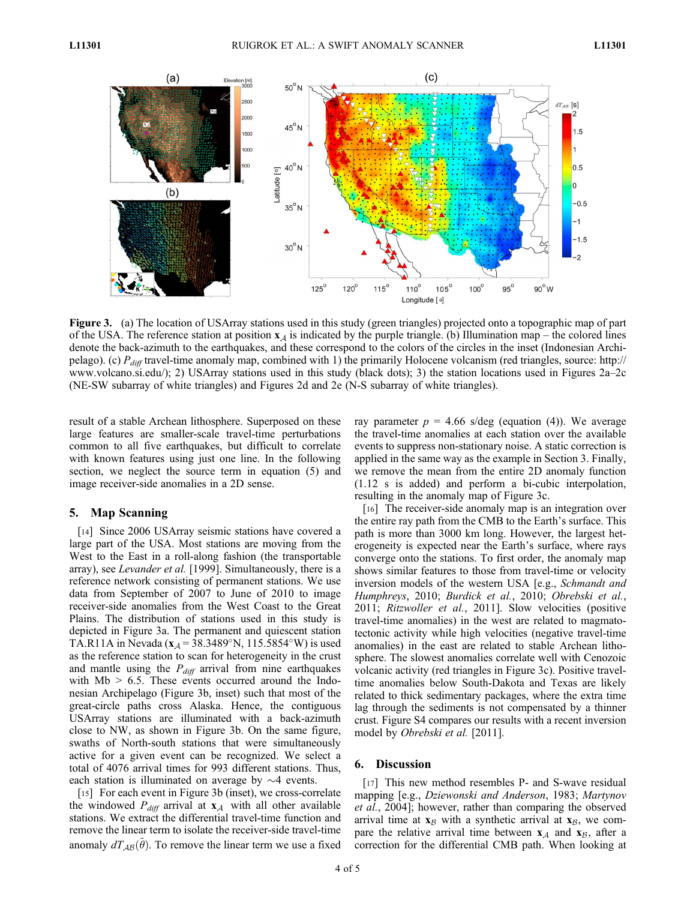Figure 3. (a) The location of USArray stations used in this study (green triangles) projected onto a topographic map of part of the USA. The reference station at position $\mathbf{x}_A$ is indicated by the purple triangle. (b) Illumination map – the colored lines denote the back-azimuth to the earthquakes, and these correspond to the colors of the circles in the inset (Indonesian Archipelago). (c) $P_{diff}$ travel-time anomaly map, combined with 1) the primarily Holocene volcanism (red triangles, source: http://www.volcano.si.edu/); 2) USArray stations used in this study (black dots); 3) the station locations used in Figures 2a–2c (NE-SW subarray of white triangles) and Figures 2d and 2e (N-S subarray of white triangles).

result of a stable Archean lithosphere. Superposed on these large features are smaller-scale travel-time perturbations common to all five earthquakes, but difficult to correlate with known features using just one line. In the following section, we neglect the source term in equation (5) and image receiver-side anomalies in a 2D sense.

## 5. Map Scanning

[14] Since 2006 USArray seismic stations have covered a large part of the USA. Most stations are moving from the West to the East in a roll-along fashion (the transportable array), see *Levander et al.* [1999]. Simultaneously, there is a reference network consisting of permanent stations. We use data from September of 2007 to June of 2010 to image receiver-side anomalies from the West Coast to the Great Plains. The distribution of stations used in this study is depicted in Figure 3a. The permanent and quiescent station TA.R11A in Nevada ($\mathbf{x}_A$ = 38.3489°N, 115.5854°W) is used as the reference station to scan for heterogeneity in the crust and mantle using the $P_{diff}$ arrival from nine earthquakes with Mb > 6.5. These events occurred around the Indonesian Archipelago (Figure 3b, inset) such that most of the great-circle paths cross Alaska. Hence, the contiguous USArray stations are illuminated with a back-azimuth close to NW, as shown in Figure 3b. On the same figure, swaths of North-south stations that were simultaneously active for a given event can be recognized. We select a total of 4076 arrival times for 993 different stations. Thus, each station is illuminated on average by ∼4 events.

[15] For each event in Figure 3b (inset), we cross-correlate the windowed $P_{diff}$ arrival at $\mathbf{x}_A$ with all other available stations. We extract the differential travel-time function and remove the linear term to isolate the receiver-side travel-time anomaly $dT_{AB}(\tilde{\theta})$. To remove the linear term we use a fixed ray parameter $p$ = 4.66 s/deg (equation (4)). We average the travel-time anomalies at each station over the available events to suppress non-stationary noise. A static correction is applied in the same way as the example in Section 3. Finally, we remove the mean from the entire 2D anomaly function (1.12 s is added) and perform a bi-cubic interpolation, resulting in the anomaly map of Figure 3c.

[16] The receiver-side anomaly map is an integration over the entire ray path from the CMB to the Earth's surface. This path is more than 3000 km long. However, the largest heterogeneity is expected near the Earth's surface, where rays converge onto the stations. To first order, the anomaly map shows similar features to those from travel-time or velocity inversion models of the western USA [e.g., *Schmandt and Humphreys*, 2010; *Burdick et al.*, 2010; *Obrebski et al.*, 2011; *Ritzwoller et al.*, 2011]. Slow velocities (positive travel-time anomalies) in the west are related to magmatotectonic activity while high velocities (negative travel-time anomalies) in the east are related to stable Archean lithosphere. The slowest anomalies correlate well with Cenozoic volcanic activity (red triangles in Figure 3c). Positive travel-time anomalies below South-Dakota and Texas are likely related to thick sedimentary packages, where the extra time lag through the sediments is not compensated by a thinner crust. Figure S4 compares our results with a recent inversion model by *Obrebski et al.* [2011].

## 6. Discussion

[17] This new method resembles P- and S-wave residual mapping [e.g., *Dziewonski and Anderson*, 1983; *Martynov et al.*, 2004]; however, rather than comparing the observed arrival time at $\mathbf{x}_B$ with a synthetic arrival at $\mathbf{x}_B$, we compare the relative arrival time between $\mathbf{x}_A$ and $\mathbf{x}_B$, after a correction for the differential CMB path. When looking at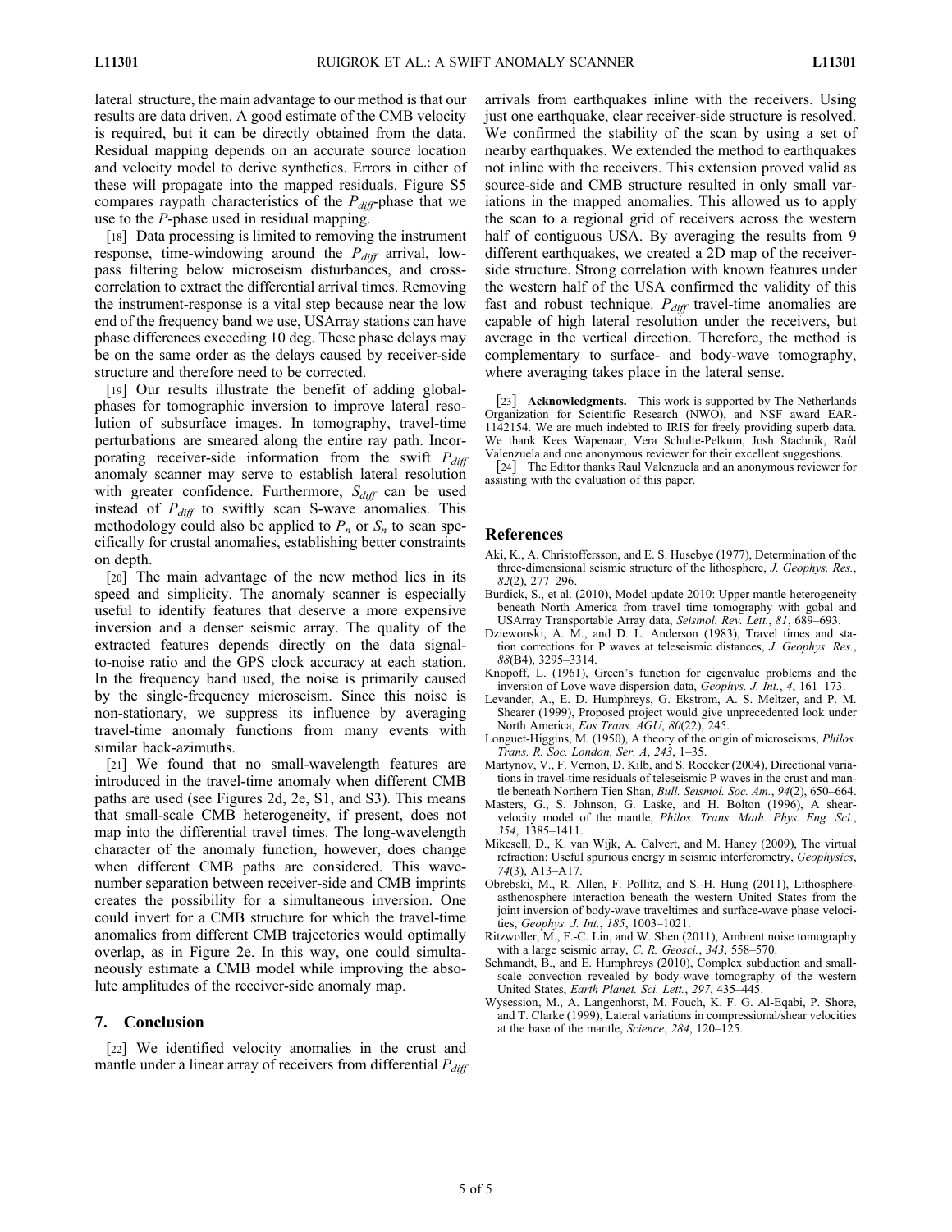lateral structure, the main advantage to our method is that our results are data driven. A good estimate of the CMB velocity is required, but it can be directly obtained from the data. Residual mapping depends on an accurate source location and velocity model to derive synthetics. Errors in either of these will propagate into the mapped residuals. Figure S5 compares raypath characteristics of the $P_{diff}$-phase that we use to the *P*-phase used in residual mapping.

[18] Data processing is limited to removing the instrument response, time-windowing around the $P_{diff}$ arrival, low-pass filtering below microseism disturbances, and cross-correlation to extract the differential arrival times. Removing the instrument-response is a vital step because near the low end of the frequency band we use, USArray stations can have phase differences exceeding 10 deg. These phase delays may be on the same order as the delays caused by receiver-side structure and therefore need to be corrected.

[19] Our results illustrate the benefit of adding global-phases for tomographic inversion to improve lateral resolution of subsurface images. In tomography, travel-time perturbations are smeared along the entire ray path. Incorporating receiver-side information from the swift $P_{diff}$ anomaly scanner may serve to establish lateral resolution with greater confidence. Furthermore, $S_{diff}$ can be used instead of $P_{diff}$ to swiftly scan S-wave anomalies. This methodology could also be applied to $P_n$ or $S_n$ to scan specifically for crustal anomalies, establishing better constraints on depth.

[20] The main advantage of the new method lies in its speed and simplicity. The anomaly scanner is especially useful to identify features that deserve a more expensive inversion and a denser seismic array. The quality of the extracted features depends directly on the data signal-to-noise ratio and the GPS clock accuracy at each station. In the frequency band used, the noise is primarily caused by the single-frequency microseism. Since this noise is non-stationary, we suppress its influence by averaging travel-time anomaly functions from many events with similar back-azimuths.

[21] We found that no small-wavelength features are introduced in the travel-time anomaly when different CMB paths are used (see Figures 2d, 2e, S1, and S3). This means that small-scale CMB heterogeneity, if present, does not map into the differential travel times. The long-wavelength character of the anomaly function, however, does change when different CMB paths are considered. This wavenumber separation between receiver-side and CMB imprints creates the possibility for a simultaneous inversion. One could invert for a CMB structure for which the travel-time anomalies from different CMB trajectories would optimally overlap, as in Figure 2e. In this way, one could simultaneously estimate a CMB model while improving the absolute amplitudes of the receiver-side anomaly map.

## 7. Conclusion

[22] We identified velocity anomalies in the crust and mantle under a linear array of receivers from differential $P_{diff}$ arrivals from earthquakes inline with the receivers. Using just one earthquake, clear receiver-side structure is resolved. We confirmed the stability of the scan by using a set of nearby earthquakes. We extended the method to earthquakes not inline with the receivers. This extension proved valid as source-side and CMB structure resulted in only small variations in the mapped anomalies. This allowed us to apply the scan to a regional grid of receivers across the western half of contiguous USA. By averaging the results from 9 different earthquakes, we created a 2D map of the receiver-side structure. Strong correlation with known features under the western half of the USA confirmed the validity of this fast and robust technique. $P_{diff}$ travel-time anomalies are capable of high lateral resolution under the receivers, but average in the vertical direction. Therefore, the method is complementary to surface- and body-wave tomography, where averaging takes place in the lateral sense.

[23] **Acknowledgments.** This work is supported by The Netherlands Organization for Scientific Research (NWO), and NSF award EAR-1142154. We are much indebted to IRIS for freely providing superb data. We thank Kees Wapenaar, Vera Schulte-Pelkum, Josh Stachnik, Raúl Valenzuela and one anonymous reviewer for their excellent suggestions.

[24] The Editor thanks Raul Valenzuela and an anonymous reviewer for assisting with the evaluation of this paper.

## References

Aki, K., A. Christoffersson, and E. S. Husebye (1977), Determination of the three-dimensional seismic structure of the lithosphere, *J. Geophys. Res.*, *82*(2), 277–296.

Burdick, S., et al. (2010), Model update 2010: Upper mantle heterogeneity beneath North America from travel time tomography with gobal and USArray Transportable Array data, *Seismol. Rev. Lett.*, *81*, 689–693.

Dziewonski, A. M., and D. L. Anderson (1983), Travel times and station corrections for P waves at teleseismic distances, *J. Geophys. Res.*, *88*(B4), 3295–3314.

Knopoff, L. (1961), Green's function for eigenvalue problems and the inversion of Love wave dispersion data, *Geophys. J. Int.*, *4*, 161–173.

Levander, A., E. D. Humphreys, G. Ekstrom, A. S. Meltzer, and P. M. Shearer (1999), Proposed project would give unprecedented look under North America, *Eos Trans. AGU*, *80*(22), 245.

Longuet-Higgins, M. (1950), A theory of the origin of microseisms, *Philos. Trans. R. Soc. London. Ser. A*, *243*, 1–35.

Martynov, V., F. Vernon, D. Kilb, and S. Roecker (2004), Directional variations in travel-time residuals of teleseismic P waves in the crust and mantle beneath Northern Tien Shan, *Bull. Seismol. Soc. Am.*, *94*(2), 650–664.

Masters, G., S. Johnson, G. Laske, and H. Bolton (1996), A shear-velocity model of the mantle, *Philos. Trans. Math. Phys. Eng. Sci.*, *354*, 1385–1411.

Mikesell, D., K. van Wijk, A. Calvert, and M. Haney (2009), The virtual refraction: Useful spurious energy in seismic interferometry, *Geophysics*, *74*(3), A13–A17.

Obrebski, M., R. Allen, F. Pollitz, and S.-H. Hung (2011), Lithosphere-asthenosphere interaction beneath the western United States from the joint inversion of body-wave traveltimes and surface-wave phase velocities, *Geophys. J. Int.*, *185*, 1003–1021.

Ritzwoller, M., F.-C. Lin, and W. Shen (2011), Ambient noise tomography with a large seismic array, *C. R. Geosci.*, *343*, 558–570.

Schmandt, B., and E. Humphreys (2010), Complex subduction and small-scale convection revealed by body-wave tomography of the western United States, *Earth Planet. Sci. Lett.*, *297*, 435–445.

Wysession, M., A. Langenhorst, M. Fouch, K. F. G. Al-Eqabi, P. Shore, and T. Clarke (1999), Lateral variations in compressional/shear velocities at the base of the mantle, *Science*, *284*, 120–125.